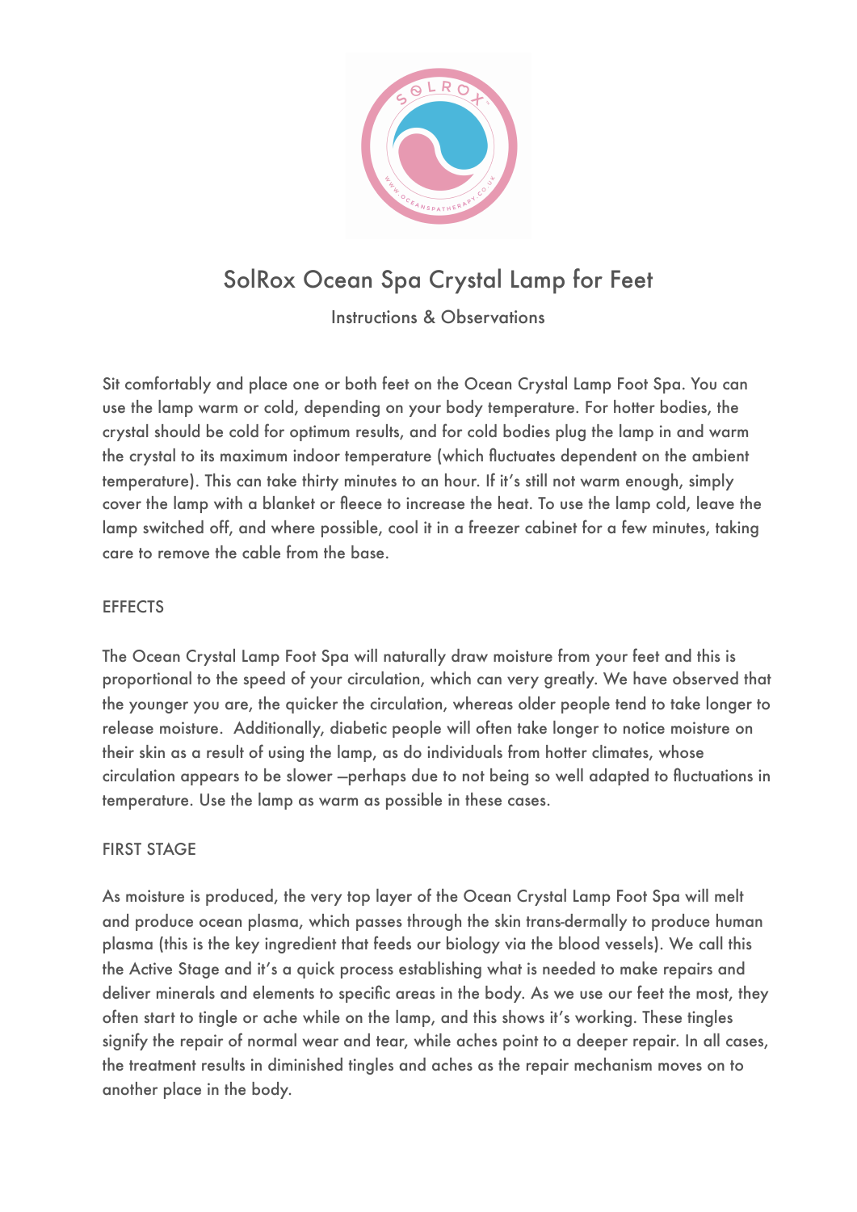# SolRox Ocean Spa Crystal Lamp for Feet

Instructions & Observations

Sit comfortably and place one or both feet on the Ocean Crystal Lamp Foot Spa. You can use the lamp warm or cold, depending on your body temperature. For hotter bodies, the crystal should be cold for optimum results, and for cold bodies plug the lamp in and warm the crystal to its maximum indoor temperature (which fluctuates dependent on the ambient temperature). This can take thirty minutes to an hour. If it's still not warm enough, simply cover the lamp with a blanket or fleece to increase the heat. To use the lamp cold, leave the lamp switched off, and where possible, cool it in a freezer cabinet for a few minutes, taking care to remove the cable from the base.

## EFFECTS

The Ocean Crystal Lamp Foot Spa will naturally draw moisture from your feet and this is proportional to the speed of your circulation, which can very greatly. We have observed that the younger you are, the quicker the circulation, whereas older people tend to take longer to release moisture.  Additionally, diabetic people will often take longer to notice moisture on their skin as a result of using the lamp, as do individuals from hotter climates, whose circulation appears to be slower –perhaps due to not being so well adapted to fluctuations in temperature. Use the lamp as warm as possible in these cases.

## FIRST STAGE

As moisture is produced, the very top layer of the Ocean Crystal Lamp Foot Spa will melt and produce ocean plasma, which passes through the skin trans-dermally to produce human plasma (this is the key ingredient that feeds our biology via the blood vessels). We call this the Active Stage and it's a quick process establishing what is needed to make repairs and deliver minerals and elements to specific areas in the body. As we use our feet the most, they often start to tingle or ache while on the lamp, and this shows it's working. These tingles signify the repair of normal wear and tear, while aches point to a deeper repair. In all cases, the treatment results in diminished tingles and aches as the repair mechanism moves on to another place in the body.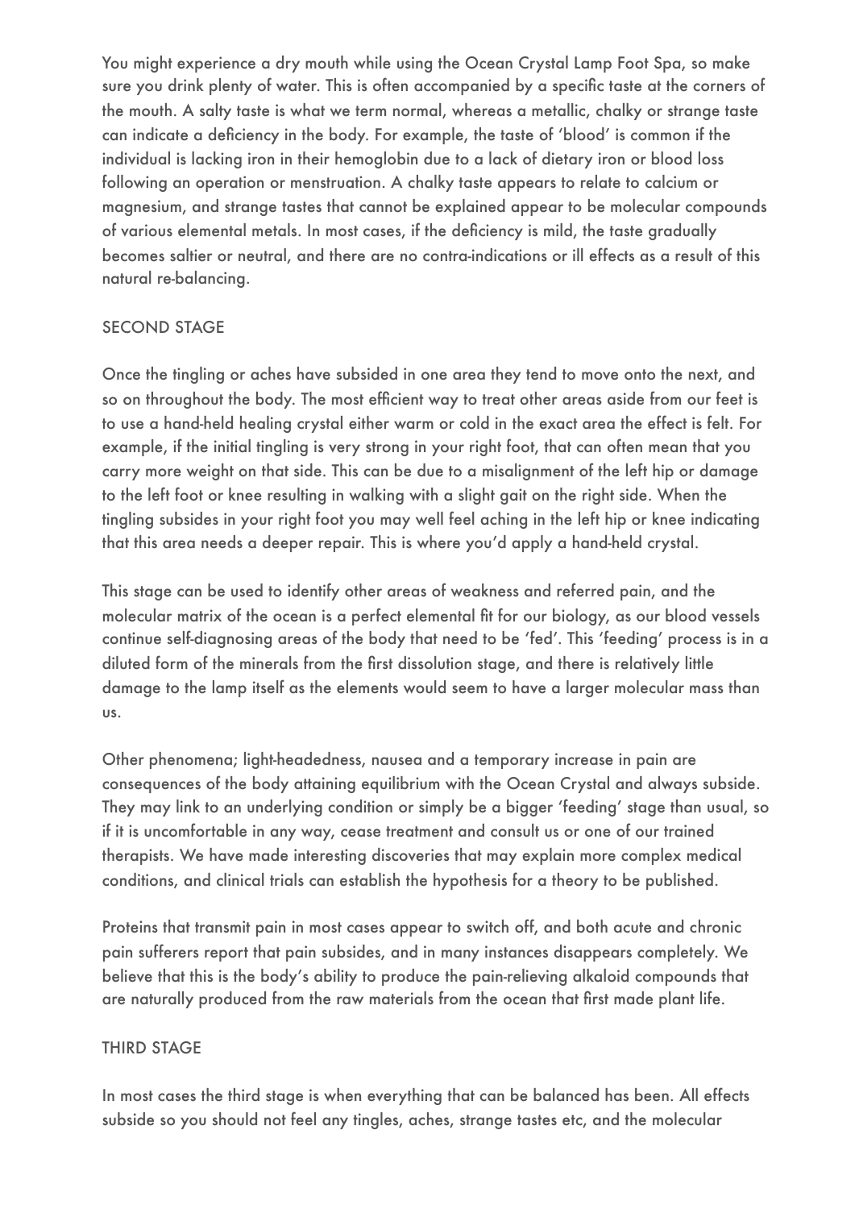You might experience a dry mouth while using the Ocean Crystal Lamp Foot Spa, so make sure you drink plenty of water. This is often accompanied by a specific taste at the corners of the mouth. A salty taste is what we term normal, whereas a metallic, chalky or strange taste can indicate a deficiency in the body. For example, the taste of 'blood' is common if the individual is lacking iron in their hemoglobin due to a lack of dietary iron or blood loss following an operation or menstruation. A chalky taste appears to relate to calcium or magnesium, and strange tastes that cannot be explained appear to be molecular compounds of various elemental metals. In most cases, if the deficiency is mild, the taste gradually becomes saltier or neutral, and there are no contra-indications or ill effects as a result of this natural re-balancing.

## SECOND STAGE

Once the tingling or aches have subsided in one area they tend to move onto the next, and so on throughout the body. The most efficient way to treat other areas aside from our feet is to use a hand-held healing crystal either warm or cold in the exact area the effect is felt. For example, if the initial tingling is very strong in your right foot, that can often mean that you carry more weight on that side. This can be due to a misalignment of the left hip or damage to the left foot or knee resulting in walking with a slight gait on the right side. When the tingling subsides in your right foot you may well feel aching in the left hip or knee indicating that this area needs a deeper repair. This is where you'd apply a hand-held crystal.

This stage can be used to identify other areas of weakness and referred pain, and the molecular matrix of the ocean is a perfect elemental fit for our biology, as our blood vessels continue self-diagnosing areas of the body that need to be 'fed'. This 'feeding' process is in a diluted form of the minerals from the first dissolution stage, and there is relatively little damage to the lamp itself as the elements would seem to have a larger molecular mass than us.

Other phenomena; light-headedness, nausea and a temporary increase in pain are consequences of the body attaining equilibrium with the Ocean Crystal and always subside. They may link to an underlying condition or simply be a bigger 'feeding' stage than usual, so if it is uncomfortable in any way, cease treatment and consult us or one of our trained therapists. We have made interesting discoveries that may explain more complex medical conditions, and clinical trials can establish the hypothesis for a theory to be published.

Proteins that transmit pain in most cases appear to switch off, and both acute and chronic pain sufferers report that pain subsides, and in many instances disappears completely. We believe that this is the body's ability to produce the pain-relieving alkaloid compounds that are naturally produced from the raw materials from the ocean that first made plant life.

## THIRD STAGE

In most cases the third stage is when everything that can be balanced has been. All effects subside so you should not feel any tingles, aches, strange tastes etc, and the molecular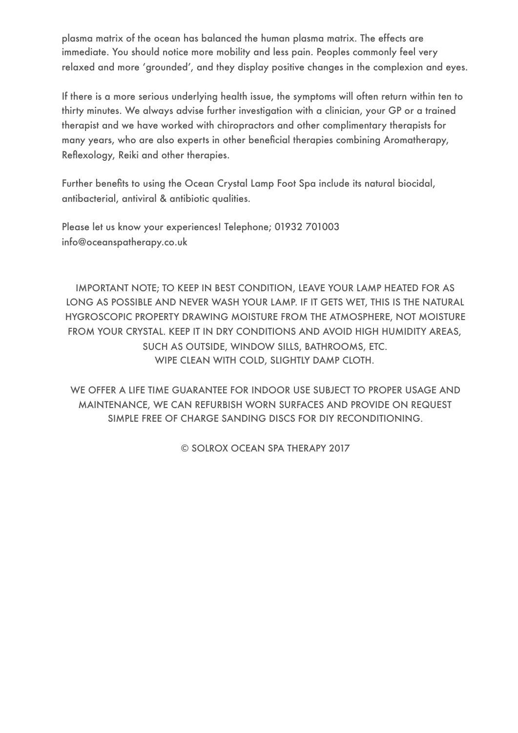plasma matrix of the ocean has balanced the human plasma matrix. The effects are immediate. You should notice more mobility and less pain. Peoples commonly feel very relaxed and more 'grounded', and they display positive changes in the complexion and eyes.

If there is a more serious underlying health issue, the symptoms will often return within ten to thirty minutes. We always advise further investigation with a clinician, your GP or a trained therapist and we have worked with chiropractors and other complimentary therapists for many years, who are also experts in other beneficial therapies combining Aromatherapy, Reflexology, Reiki and other therapies.

Further benefits to using the Ocean Crystal Lamp Foot Spa include its natural biocidal, antibacterial, antiviral & antibiotic qualities.

Please let us know your experiences! Telephone; 01932 701003
info@oceanspatherapy.co.uk

IMPORTANT NOTE; TO KEEP IN BEST CONDITION, LEAVE YOUR LAMP HEATED FOR AS LONG AS POSSIBLE AND NEVER WASH YOUR LAMP. IF IT GETS WET, THIS IS THE NATURAL HYGROSCOPIC PROPERTY DRAWING MOISTURE FROM THE ATMOSPHERE, NOT MOISTURE FROM YOUR CRYSTAL. KEEP IT IN DRY CONDITIONS AND AVOID HIGH HUMIDITY AREAS, SUCH AS OUTSIDE, WINDOW SILLS, BATHROOMS, ETC.
WIPE CLEAN WITH COLD, SLIGHTLY DAMP CLOTH.

WE OFFER A LIFE TIME GUARANTEE FOR INDOOR USE SUBJECT TO PROPER USAGE AND MAINTENANCE, WE CAN REFURBISH WORN SURFACES AND PROVIDE ON REQUEST SIMPLE FREE OF CHARGE SANDING DISCS FOR DIY RECONDITIONING.

© SOLROX OCEAN SPA THERAPY 2017